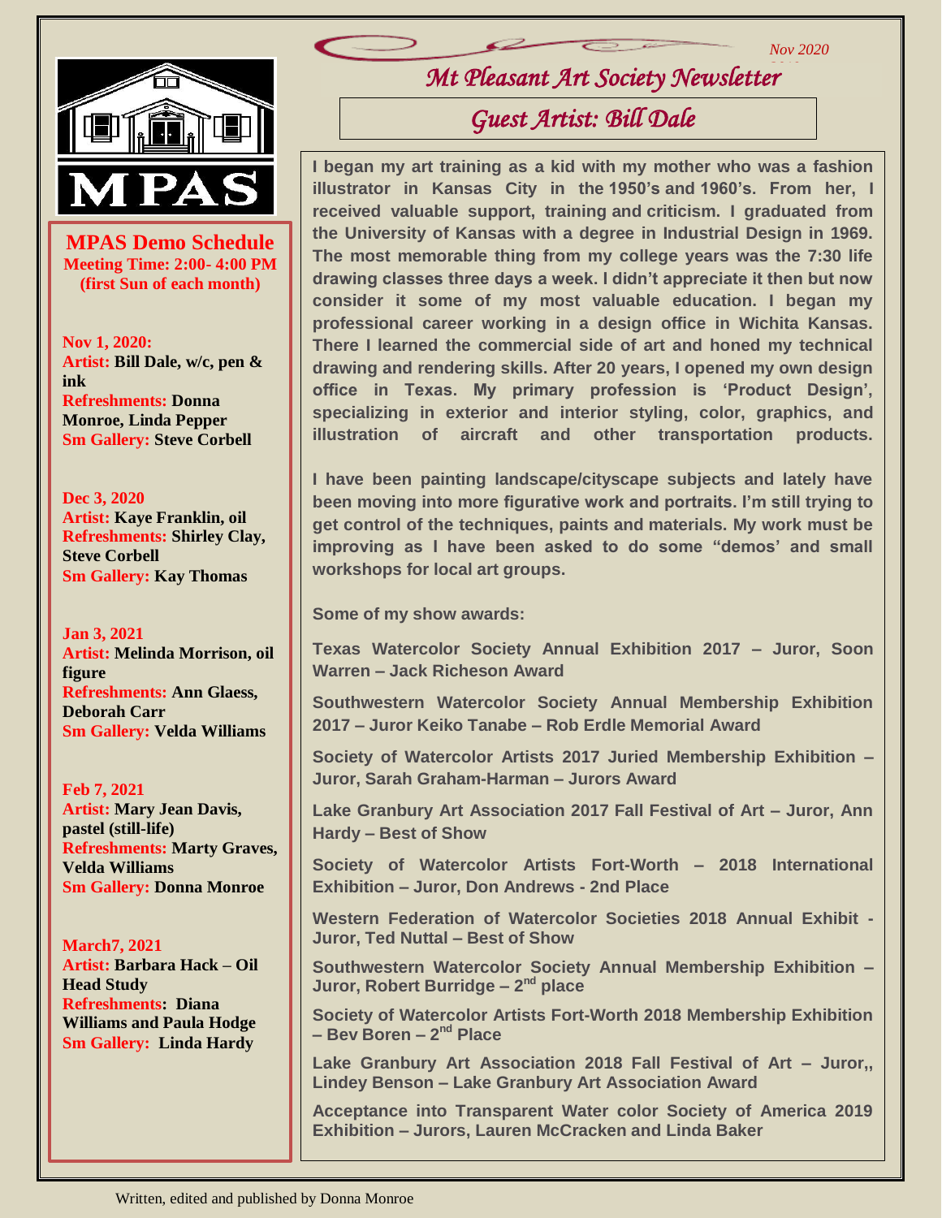Nov 2020

# Mt Pleasant Art Society Newsletter

## Guest Artist: Bill Dale

**I began my art training as a kid with my mother who was a fashion illustrator in Kansas City in the 1950's and 1960's. From her, I received valuable support, training and criticism. I graduated from the University of Kansas with a degree in Industrial Design in 1969. The most memorable thing from my college years was the 7:30 life drawing classes three days a week. I didn't appreciate it then but now consider it some of my most valuable education. I began my professional career working in a design office in Wichita Kansas. There I learned the commercial side of art and honed my technical drawing and rendering skills. After 20 years, I opened my own design office in Texas. My primary profession is 'Product Design', specializing in exterior and interior styling, color, graphics, and illustration of aircraft and other transportation products.**

**I have been painting landscape/cityscape subjects and lately have been moving into more figurative work and portraits. I'm still trying to get control of the techniques, paints and materials. My work must be improving as I have been asked to do some "demos' and small workshops for local art groups.**

**Some of my show awards:**

**Texas Watercolor Society Annual Exhibition 2017 – Juror, Soon Warren – Jack Richeson Award**

**Southwestern Watercolor Society Annual Membership Exhibition 2017 – Juror Keiko Tanabe – Rob Erdle Memorial Award**

**Society of Watercolor Artists 2017 Juried Membership Exhibition – Juror, Sarah Graham-Harman – Jurors Award**

**Lake Granbury Art Association 2017 Fall Festival of Art – Juror, Ann Hardy – Best of Show**

**Society of Watercolor Artists Fort-Worth – 2018 International Exhibition – Juror, Don Andrews - 2nd Place**

**Western Federation of Watercolor Societies 2018 Annual Exhibit - Juror, Ted Nuttal – Best of Show**

**Southwestern Watercolor Society Annual Membership Exhibition – Juror, Robert Burridge – 2nd place**

**Society of Watercolor Artists Fort-Worth 2018 Membership Exhibition – Bev Boren – 2nd Place**

**Lake Granbury Art Association 2018 Fall Festival of Art – Juror,, Lindey Benson – Lake Granbury Art Association Award**

**Acceptance into Transparent Water color Society of America 2019 Exhibition – Jurors, Lauren McCracken and Linda Baker**

---

MPAS

## MPAS Demo Schedule

**Meeting Time: 2:00- 4:00 PM (first Sun of each month)**

**Nov 1, 2020:**
**Artist:** **Bill Dale, w/c, pen & ink**
**Refreshments:** **Donna Monroe, Linda Pepper**
**Sm Gallery:** **Steve Corbell**

**Dec 3, 2020**
**Artist:** **Kaye Franklin, oil**
**Refreshments:** **Shirley Clay, Steve Corbell**
**Sm Gallery:** **Kay Thomas**

**Jan 3, 2021**
**Artist:** **Melinda Morrison, oil figure**
**Refreshments:** **Ann Glaess, Deborah Carr**
**Sm Gallery:** **Velda Williams**

**Feb 7, 2021**
**Artist:** **Mary Jean Davis, pastel (still-life)**
**Refreshments:** **Marty Graves, Velda Williams**
**Sm Gallery:** **Donna Monroe**

**March7, 2021**
**Artist:** **Barbara Hack – Oil Head Study**
**Refreshments:** **Diana Williams and Paula Hodge**
**Sm Gallery:** **Linda Hardy**

Written, edited and published by Donna Monroe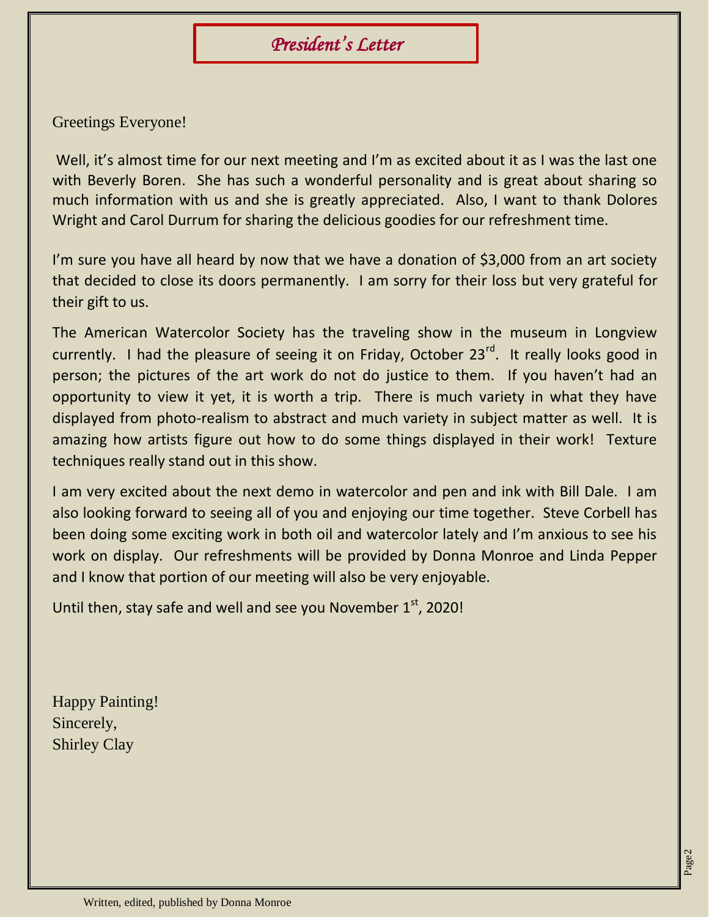# *President's Letter*

Greetings Everyone!

Well, it's almost time for our next meeting and I'm as excited about it as I was the last one with Beverly Boren. She has such a wonderful personality and is great about sharing so much information with us and she is greatly appreciated. Also, I want to thank Dolores Wright and Carol Durrum for sharing the delicious goodies for our refreshment time.

I'm sure you have all heard by now that we have a donation of $3,000 from an art society that decided to close its doors permanently. I am sorry for their loss but very grateful for their gift to us.

The American Watercolor Society has the traveling show in the museum in Longview currently. I had the pleasure of seeing it on Friday, October 23rd. It really looks good in person; the pictures of the art work do not do justice to them. If you haven't had an opportunity to view it yet, it is worth a trip. There is much variety in what they have displayed from photo-realism to abstract and much variety in subject matter as well. It is amazing how artists figure out how to do some things displayed in their work! Texture techniques really stand out in this show.

I am very excited about the next demo in watercolor and pen and ink with Bill Dale. I am also looking forward to seeing all of you and enjoying our time together. Steve Corbell has been doing some exciting work in both oil and watercolor lately and I'm anxious to see his work on display. Our refreshments will be provided by Donna Monroe and Linda Pepper and I know that portion of our meeting will also be very enjoyable.

Until then, stay safe and well and see you November 1st, 2020!

Happy Painting!
Sincerely,
Shirley Clay

Written, edited, published by Donna Monroe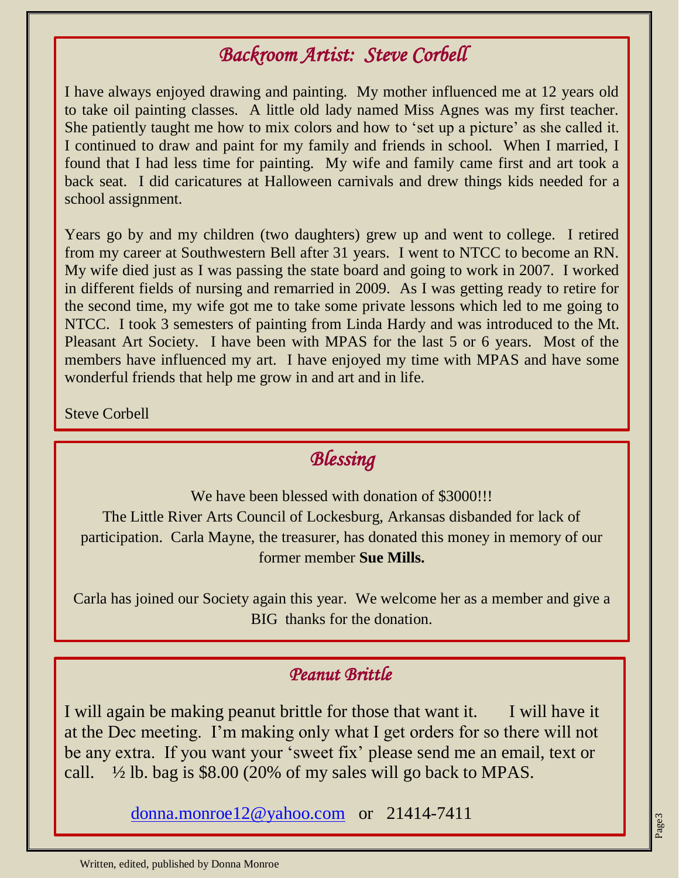## *Backroom Artist: Steve Corbell*

I have always enjoyed drawing and painting. My mother influenced me at 12 years old to take oil painting classes. A little old lady named Miss Agnes was my first teacher. She patiently taught me how to mix colors and how to 'set up a picture' as she called it. I continued to draw and paint for my family and friends in school. When I married, I found that I had less time for painting. My wife and family came first and art took a back seat. I did caricatures at Halloween carnivals and drew things kids needed for a school assignment.

Years go by and my children (two daughters) grew up and went to college. I retired from my career at Southwestern Bell after 31 years. I went to NTCC to become an RN. My wife died just as I was passing the state board and going to work in 2007. I worked in different fields of nursing and remarried in 2009. As I was getting ready to retire for the second time, my wife got me to take some private lessons which led to me going to NTCC. I took 3 semesters of painting from Linda Hardy and was introduced to the Mt. Pleasant Art Society. I have been with MPAS for the last 5 or 6 years. Most of the members have influenced my art. I have enjoyed my time with MPAS and have some wonderful friends that help me grow in and art and in life.

Steve Corbell

## *Blessing*

We have been blessed with donation of $3000!!!
The Little River Arts Council of Lockesburg, Arkansas disbanded for lack of participation. Carla Mayne, the treasurer, has donated this money in memory of our former member **Sue Mills.**

Carla has joined our Society again this year. We welcome her as a member and give a BIG thanks for the donation.

## *Peanut Brittle*

I will again be making peanut brittle for those that want it. I will have it at the Dec meeting. I'm making only what I get orders for so there will not be any extra. If you want your 'sweet fix' please send me an email, text or call. ½ lb. bag is $8.00 (20% of my sales will go back to MPAS.

donna.monroe12@yahoo.com or 21414-7411

Written, edited, published by Donna Monroe